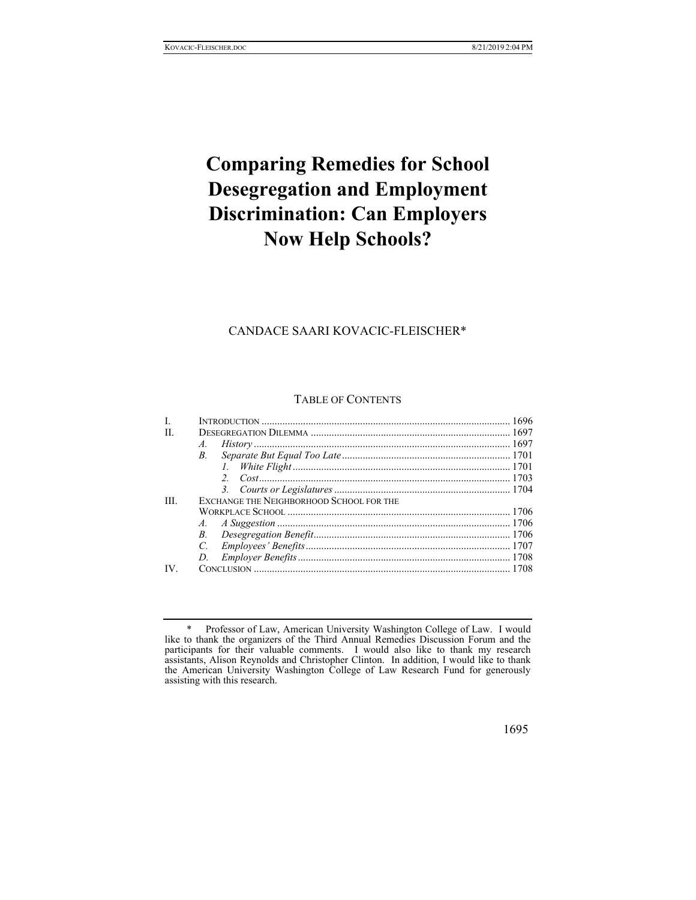# Comparing Remedies for School Desegregation and Employment Discrimination: Can Employers Now Help Schools?

CANDACE SAARI KOVACIC-FLEISCHER*

TABLE OF CONTENTS

| | | |
|---|---|---|
| I. | INTRODUCTION | 1696 |
| II. | DESEGREGATION DILEMMA | 1697 |
| | *A. History* | 1697 |
| | *B. Separate But Equal Too Late* | 1701 |
| | *1. White Flight* | 1701 |
| | *2. Cost* | 1703 |
| | *3. Courts or Legislatures* | 1704 |
| III. | EXCHANGE THE NEIGHBORHOOD SCHOOL FOR THE WORKPLACE SCHOOL | 1706 |
| | *A. A Suggestion* | 1706 |
| | *B. Desegregation Benefit* | 1706 |
| | *C. Employees' Benefits* | 1707 |
| | *D. Employer Benefits* | 1708 |
| IV. | CONCLUSION | 1708 |

\* Professor of Law, American University Washington College of Law. I would like to thank the organizers of the Third Annual Remedies Discussion Forum and the participants for their valuable comments. I would also like to thank my research assistants, Alison Reynolds and Christopher Clinton. In addition, I would like to thank the American University Washington College of Law Research Fund for generously assisting with this research.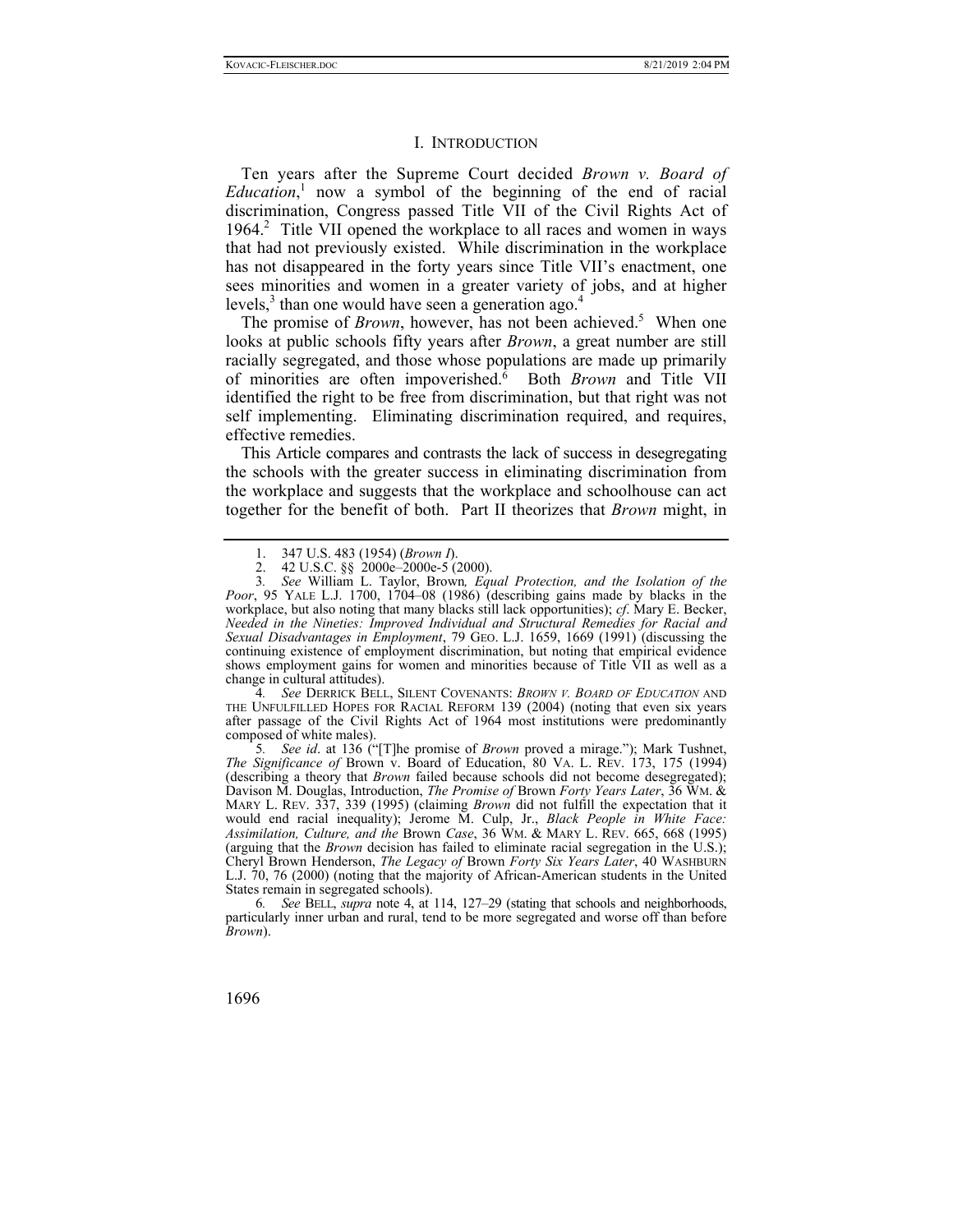## I. INTRODUCTION

Ten years after the Supreme Court decided *Brown v. Board of Education*,[1] now a symbol of the beginning of the end of racial discrimination, Congress passed Title VII of the Civil Rights Act of 1964.[2] Title VII opened the workplace to all races and women in ways that had not previously existed. While discrimination in the workplace has not disappeared in the forty years since Title VII's enactment, one sees minorities and women in a greater variety of jobs, and at higher levels,[3] than one would have seen a generation ago.[4]

The promise of *Brown*, however, has not been achieved.[5] When one looks at public schools fifty years after *Brown*, a great number are still racially segregated, and those whose populations are made up primarily of minorities are often impoverished.[6] Both *Brown* and Title VII identified the right to be free from discrimination, but that right was not self implementing. Eliminating discrimination required, and requires, effective remedies.

This Article compares and contrasts the lack of success in desegregating the schools with the greater success in eliminating discrimination from the workplace and suggests that the workplace and schoolhouse can act together for the benefit of both. Part II theorizes that *Brown* might, in

---

1. 347 U.S. 483 (1954) (*Brown I*).

2. 42 U.S.C. §§ 2000e–2000e-5 (2000).

3. *See* William L. Taylor, Brown*, Equal Protection, and the Isolation of the Poor*, 95 YALE L.J. 1700, 1704–08 (1986) (describing gains made by blacks in the workplace, but also noting that many blacks still lack opportunities); *cf*. Mary E. Becker, *Needed in the Nineties: Improved Individual and Structural Remedies for Racial and Sexual Disadvantages in Employment*, 79 GEO. L.J. 1659, 1669 (1991) (discussing the continuing existence of employment discrimination, but noting that empirical evidence shows employment gains for women and minorities because of Title VII as well as a change in cultural attitudes).

4. *See* DERRICK BELL, SILENT COVENANTS: *BROWN V. BOARD OF EDUCATION* AND THE UNFULFILLED HOPES FOR RACIAL REFORM 139 (2004) (noting that even six years after passage of the Civil Rights Act of 1964 most institutions were predominantly composed of white males).

5. *See id*. at 136 ("[T]he promise of *Brown* proved a mirage."); Mark Tushnet, *The Significance of* Brown v. Board of Education, 80 VA. L. REV. 173, 175 (1994) (describing a theory that *Brown* failed because schools did not become desegregated); Davison M. Douglas, Introduction, *The Promise of* Brown *Forty Years Later*, 36 WM. & MARY L. REV. 337, 339 (1995) (claiming *Brown* did not fulfill the expectation that it would end racial inequality); Jerome M. Culp, Jr., *Black People in White Face: Assimilation, Culture, and the* Brown *Case*, 36 WM. & MARY L. REV. 665, 668 (1995) (arguing that the *Brown* decision has failed to eliminate racial segregation in the U.S.); Cheryl Brown Henderson, *The Legacy of* Brown *Forty Six Years Later*, 40 WASHBURN L.J. 70, 76 (2000) (noting that the majority of African-American students in the United States remain in segregated schools).

6. *See* BELL, *supra* note 4, at 114, 127–29 (stating that schools and neighborhoods, particularly inner urban and rural, tend to be more segregated and worse off than before *Brown*).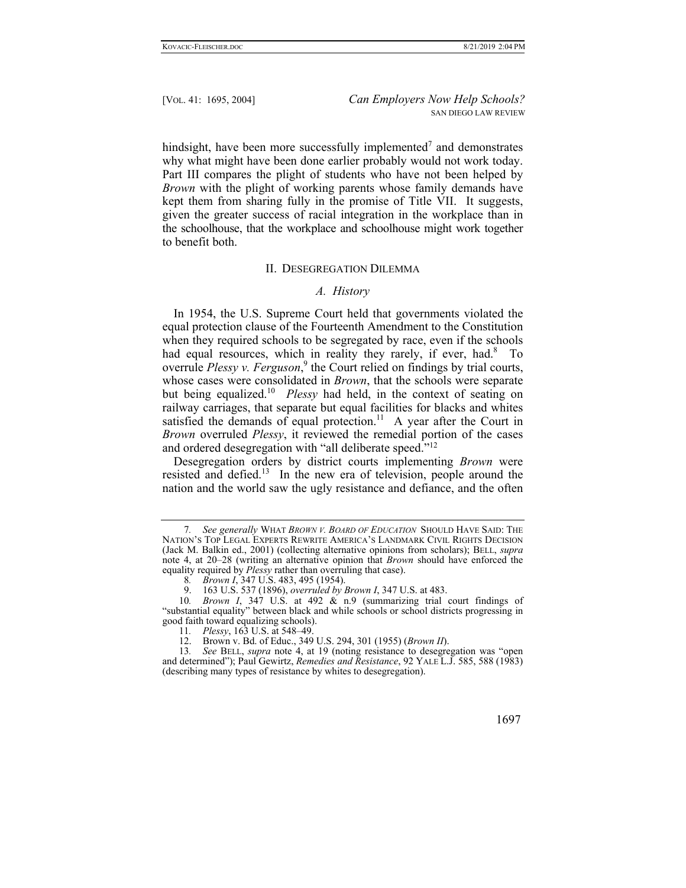hindsight, have been more successfully implemented[7] and demonstrates why what might have been done earlier probably would not work today. Part III compares the plight of students who have not been helped by *Brown* with the plight of working parents whose family demands have kept them from sharing fully in the promise of Title VII. It suggests, given the greater success of racial integration in the workplace than in the schoolhouse, that the workplace and schoolhouse might work together to benefit both.

## II. Desegregation Dilemma

### *A. History*

In 1954, the U.S. Supreme Court held that governments violated the equal protection clause of the Fourteenth Amendment to the Constitution when they required schools to be segregated by race, even if the schools had equal resources, which in reality they rarely, if ever, had.[8] To overrule *Plessy v. Ferguson*,[9] the Court relied on findings by trial courts, whose cases were consolidated in *Brown*, that the schools were separate but being equalized.[10] *Plessy* had held, in the context of seating on railway carriages, that separate but equal facilities for blacks and whites satisfied the demands of equal protection.[11] A year after the Court in *Brown* overruled *Plessy*, it reviewed the remedial portion of the cases and ordered desegregation with "all deliberate speed."[12]

Desegregation orders by district courts implementing *Brown* were resisted and defied.[13] In the new era of television, people around the nation and the world saw the ugly resistance and defiance, and the often

---

7. *See generally* WHAT *BROWN V. BOARD OF EDUCATION* SHOULD HAVE SAID: THE NATION'S TOP LEGAL EXPERTS REWRITE AMERICA'S LANDMARK CIVIL RIGHTS DECISION (Jack M. Balkin ed., 2001) (collecting alternative opinions from scholars); BELL, *supra* note 4, at 20–28 (writing an alternative opinion that *Brown* should have enforced the equality required by *Plessy* rather than overruling that case).

8. *Brown I*, 347 U.S. 483, 495 (1954).

9. 163 U.S. 537 (1896), *overruled by Brown I*, 347 U.S. at 483.

10. *Brown I*, 347 U.S. at 492 & n.9 (summarizing trial court findings of "substantial equality" between black and while schools or school districts progressing in good faith toward equalizing schools).

11. *Plessy*, 163 U.S. at 548–49.

12. Brown v. Bd. of Educ., 349 U.S. 294, 301 (1955) (*Brown II*).

13. *See* BELL, *supra* note 4, at 19 (noting resistance to desegregation was "open and determined"); Paul Gewirtz, *Remedies and Resistance*, 92 YALE L.J. 585, 588 (1983) (describing many types of resistance by whites to desegregation).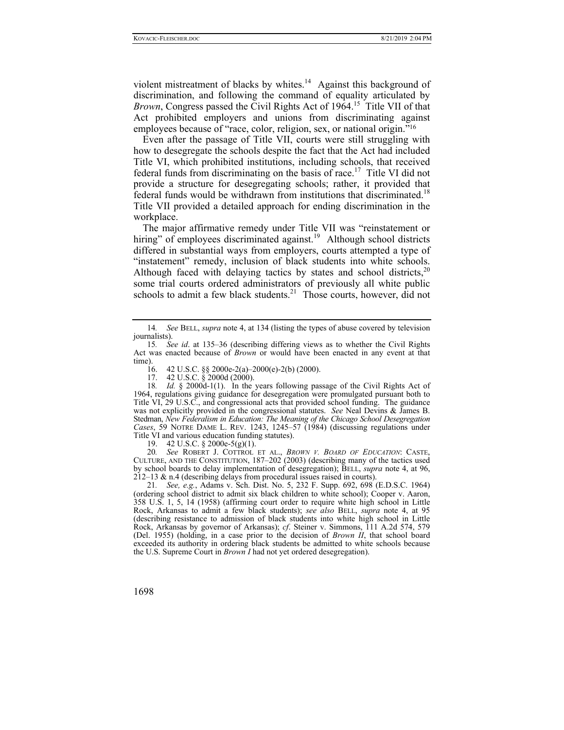violent mistreatment of blacks by whites.[14] Against this background of discrimination, and following the command of equality articulated by *Brown*, Congress passed the Civil Rights Act of 1964.[15] Title VII of that Act prohibited employers and unions from discriminating against employees because of "race, color, religion, sex, or national origin."[16]

Even after the passage of Title VII, courts were still struggling with how to desegregate the schools despite the fact that the Act had included Title VI, which prohibited institutions, including schools, that received federal funds from discriminating on the basis of race.[17] Title VI did not provide a structure for desegregating schools; rather, it provided that federal funds would be withdrawn from institutions that discriminated.[18] Title VII provided a detailed approach for ending discrimination in the workplace.

The major affirmative remedy under Title VII was "reinstatement or hiring" of employees discriminated against.[19] Although school districts differed in substantial ways from employers, courts attempted a type of "instatement" remedy, inclusion of black students into white schools. Although faced with delaying tactics by states and school districts,[20] some trial courts ordered administrators of previously all white public schools to admit a few black students.[21] Those courts, however, did not

---

14. *See* BELL, *supra* note 4, at 134 (listing the types of abuse covered by television journalists).

15. *See id*. at 135–36 (describing differing views as to whether the Civil Rights Act was enacted because of *Brown* or would have been enacted in any event at that time).

16. 42 U.S.C. §§ 2000e-2(a)–2000(e)-2(b) (2000).

17. 42 U.S.C. § 2000d (2000).

18. *Id.* § 2000d-1(1). In the years following passage of the Civil Rights Act of 1964, regulations giving guidance for desegregation were promulgated pursuant both to Title VI, 29 U.S.C., and congressional acts that provided school funding. The guidance was not explicitly provided in the congressional statutes. *See* Neal Devins & James B. Stedman, *New Federalism in Education: The Meaning of the Chicago School Desegregation Cases*, 59 NOTRE DAME L. REV. 1243, 1245–57 (1984) (discussing regulations under Title VI and various education funding statutes).

19. 42 U.S.C. § 2000e-5(g)(1).

20. *See* ROBERT J. COTTROL ET AL., *BROWN V. BOARD OF EDUCATION*: CASTE, CULTURE, AND THE CONSTITUTION, 187–202 (2003) (describing many of the tactics used by school boards to delay implementation of desegregation); BELL, *supra* note 4, at 96, 212–13 & n.4 (describing delays from procedural issues raised in courts).

21. *See, e.g.*, Adams v. Sch. Dist. No. 5, 232 F. Supp. 692, 698 (E.D.S.C. 1964) (ordering school district to admit six black children to white school); Cooper v. Aaron, 358 U.S. 1, 5, 14 (1958) (affirming court order to require white high school in Little Rock, Arkansas to admit a few black students); *see also* BELL, *supra* note 4, at 95 (describing resistance to admission of black students into white high school in Little Rock, Arkansas by governor of Arkansas); *cf*. Steiner v. Simmons, 111 A.2d 574, 579 (Del. 1955) (holding, in a case prior to the decision of *Brown II*, that school board exceeded its authority in ordering black students be admitted to white schools because the U.S. Supreme Court in *Brown I* had not yet ordered desegregation).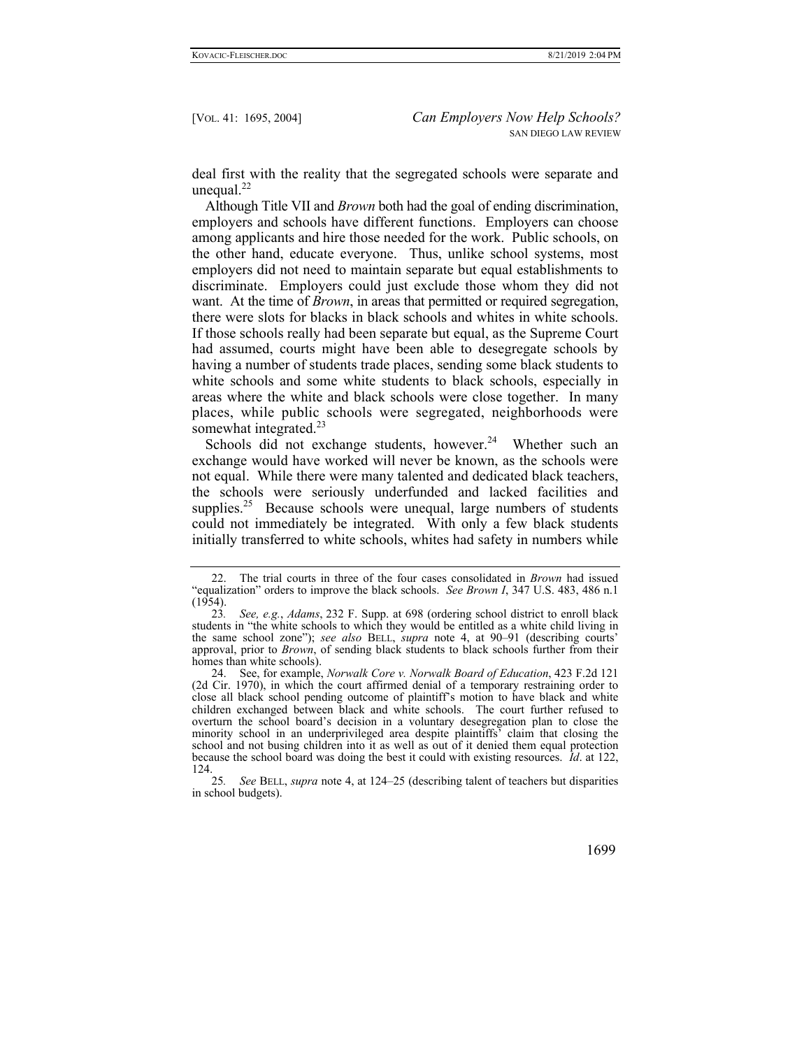deal first with the reality that the segregated schools were separate and unequal.[22]

Although Title VII and *Brown* both had the goal of ending discrimination, employers and schools have different functions. Employers can choose among applicants and hire those needed for the work. Public schools, on the other hand, educate everyone. Thus, unlike school systems, most employers did not need to maintain separate but equal establishments to discriminate. Employers could just exclude those whom they did not want. At the time of *Brown*, in areas that permitted or required segregation, there were slots for blacks in black schools and whites in white schools. If those schools really had been separate but equal, as the Supreme Court had assumed, courts might have been able to desegregate schools by having a number of students trade places, sending some black students to white schools and some white students to black schools, especially in areas where the white and black schools were close together. In many places, while public schools were segregated, neighborhoods were somewhat integrated.[23]

Schools did not exchange students, however.[24] Whether such an exchange would have worked will never be known, as the schools were not equal. While there were many talented and dedicated black teachers, the schools were seriously underfunded and lacked facilities and supplies.[25] Because schools were unequal, large numbers of students could not immediately be integrated. With only a few black students initially transferred to white schools, whites had safety in numbers while

---

22. The trial courts in three of the four cases consolidated in *Brown* had issued "equalization" orders to improve the black schools. *See Brown I*, 347 U.S. 483, 486 n.1 (1954).

23. *See, e.g.*, *Adams*, 232 F. Supp. at 698 (ordering school district to enroll black students in "the white schools to which they would be entitled as a white child living in the same school zone"); *see also* BELL, *supra* note 4, at 90–91 (describing courts' approval, prior to *Brown*, of sending black students to black schools further from their homes than white schools).

24. See, for example, *Norwalk Core v. Norwalk Board of Education*, 423 F.2d 121 (2d Cir. 1970), in which the court affirmed denial of a temporary restraining order to close all black school pending outcome of plaintiff's motion to have black and white children exchanged between black and white schools. The court further refused to overturn the school board's decision in a voluntary desegregation plan to close the minority school in an underprivileged area despite plaintiffs' claim that closing the school and not busing children into it as well as out of it denied them equal protection because the school board was doing the best it could with existing resources. *Id*. at 122, 124.

25. *See* BELL, *supra* note 4, at 124–25 (describing talent of teachers but disparities in school budgets).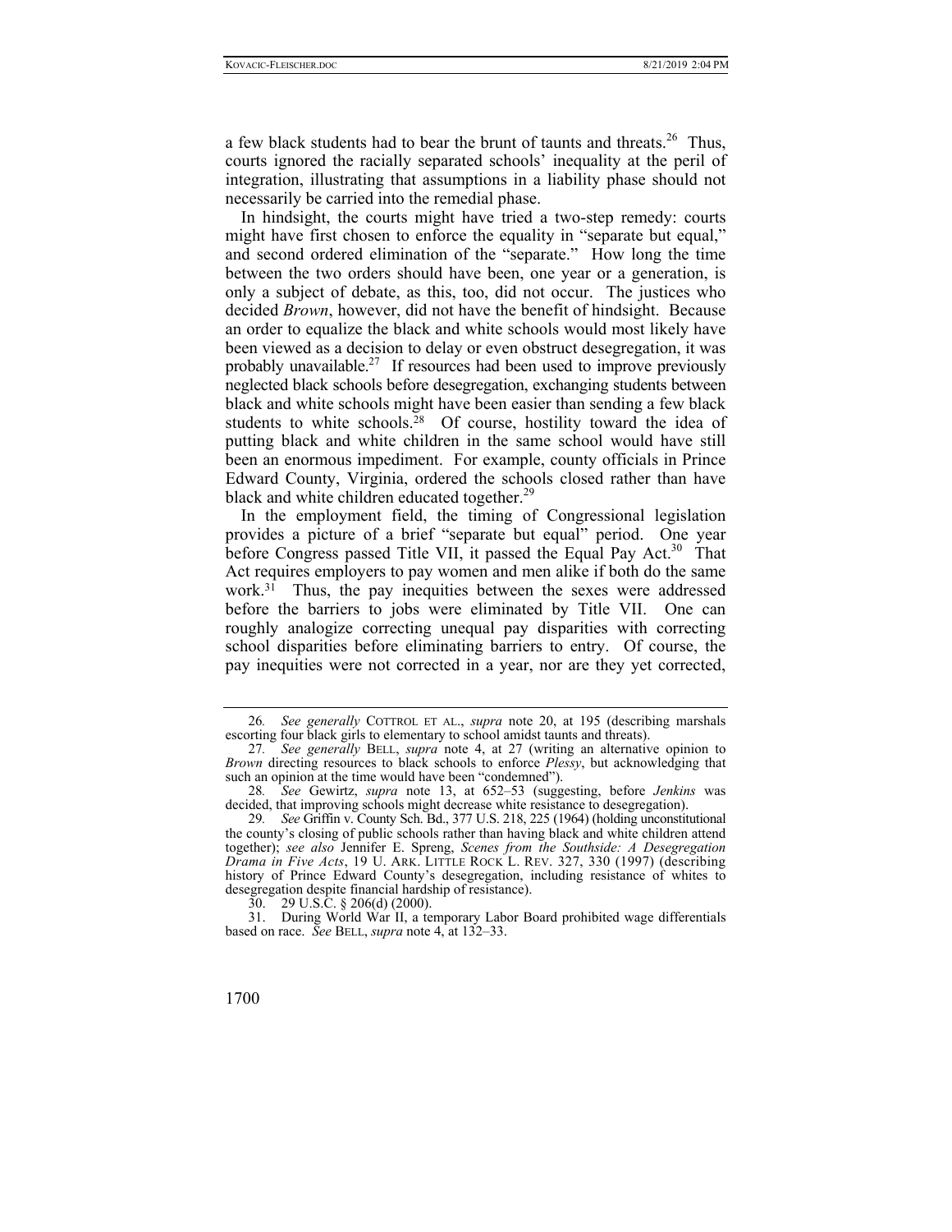a few black students had to bear the brunt of taunts and threats.[26] Thus, courts ignored the racially separated schools' inequality at the peril of integration, illustrating that assumptions in a liability phase should not necessarily be carried into the remedial phase.

In hindsight, the courts might have tried a two-step remedy: courts might have first chosen to enforce the equality in "separate but equal," and second ordered elimination of the "separate." How long the time between the two orders should have been, one year or a generation, is only a subject of debate, as this, too, did not occur. The justices who decided *Brown*, however, did not have the benefit of hindsight. Because an order to equalize the black and white schools would most likely have been viewed as a decision to delay or even obstruct desegregation, it was probably unavailable.[27] If resources had been used to improve previously neglected black schools before desegregation, exchanging students between black and white schools might have been easier than sending a few black students to white schools.[28] Of course, hostility toward the idea of putting black and white children in the same school would have still been an enormous impediment. For example, county officials in Prince Edward County, Virginia, ordered the schools closed rather than have black and white children educated together.[29]

In the employment field, the timing of Congressional legislation provides a picture of a brief "separate but equal" period. One year before Congress passed Title VII, it passed the Equal Pay Act.[30] That Act requires employers to pay women and men alike if both do the same work.[31] Thus, the pay inequities between the sexes were addressed before the barriers to jobs were eliminated by Title VII. One can roughly analogize correcting unequal pay disparities with correcting school disparities before eliminating barriers to entry. Of course, the pay inequities were not corrected in a year, nor are they yet corrected,

---

26. *See generally* COTTROL ET AL., *supra* note 20, at 195 (describing marshals escorting four black girls to elementary to school amidst taunts and threats).

27. *See generally* BELL, *supra* note 4, at 27 (writing an alternative opinion to *Brown* directing resources to black schools to enforce *Plessy*, but acknowledging that such an opinion at the time would have been "condemned").

28. *See* Gewirtz, *supra* note 13, at 652–53 (suggesting, before *Jenkins* was decided, that improving schools might decrease white resistance to desegregation).

29. *See* Griffin v. County Sch. Bd., 377 U.S. 218, 225 (1964) (holding unconstitutional the county's closing of public schools rather than having black and white children attend together); *see also* Jennifer E. Spreng, *Scenes from the Southside: A Desegregation Drama in Five Acts*, 19 U. ARK. LITTLE ROCK L. REV. 327, 330 (1997) (describing history of Prince Edward County's desegregation, including resistance of whites to desegregation despite financial hardship of resistance).

30. 29 U.S.C. § 206(d) (2000).

31. During World War II, a temporary Labor Board prohibited wage differentials based on race. *See* BELL, *supra* note 4, at 132–33.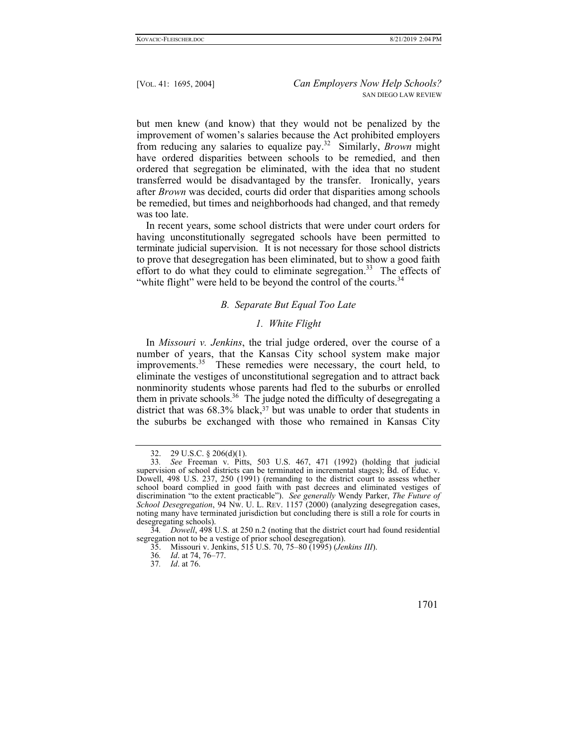but men knew (and know) that they would not be penalized by the improvement of women's salaries because the Act prohibited employers from reducing any salaries to equalize pay.[32] Similarly, *Brown* might have ordered disparities between schools to be remedied, and then ordered that segregation be eliminated, with the idea that no student transferred would be disadvantaged by the transfer. Ironically, years after *Brown* was decided, courts did order that disparities among schools be remedied, but times and neighborhoods had changed, and that remedy was too late.

In recent years, some school districts that were under court orders for having unconstitutionally segregated schools have been permitted to terminate judicial supervision. It is not necessary for those school districts to prove that desegregation has been eliminated, but to show a good faith effort to do what they could to eliminate segregation.[33] The effects of "white flight" were held to be beyond the control of the courts.[34]

### *B. Separate But Equal Too Late*

#### *1. White Flight*

In *Missouri v. Jenkins*, the trial judge ordered, over the course of a number of years, that the Kansas City school system make major improvements.[35] These remedies were necessary, the court held, to eliminate the vestiges of unconstitutional segregation and to attract back nonminority students whose parents had fled to the suburbs or enrolled them in private schools.[36] The judge noted the difficulty of desegregating a district that was 68.3% black,[37] but was unable to order that students in the suburbs be exchanged with those who remained in Kansas City

---

32. 29 U.S.C. § 206(d)(1).

33. *See* Freeman v. Pitts, 503 U.S. 467, 471 (1992) (holding that judicial supervision of school districts can be terminated in incremental stages); Bd. of Educ. v. Dowell, 498 U.S. 237, 250 (1991) (remanding to the district court to assess whether school board complied in good faith with past decrees and eliminated vestiges of discrimination "to the extent practicable"). *See generally* Wendy Parker, *The Future of School Desegregation*, 94 NW. U. L. REV. 1157 (2000) (analyzing desegregation cases, noting many have terminated jurisdiction but concluding there is still a role for courts in desegregating schools).

34. *Dowell*, 498 U.S. at 250 n.2 (noting that the district court had found residential segregation not to be a vestige of prior school desegregation).

35. Missouri v. Jenkins, 515 U.S. 70, 75–80 (1995) (*Jenkins III*).

36. *Id*. at 74, 76–77.

37. *Id*. at 76.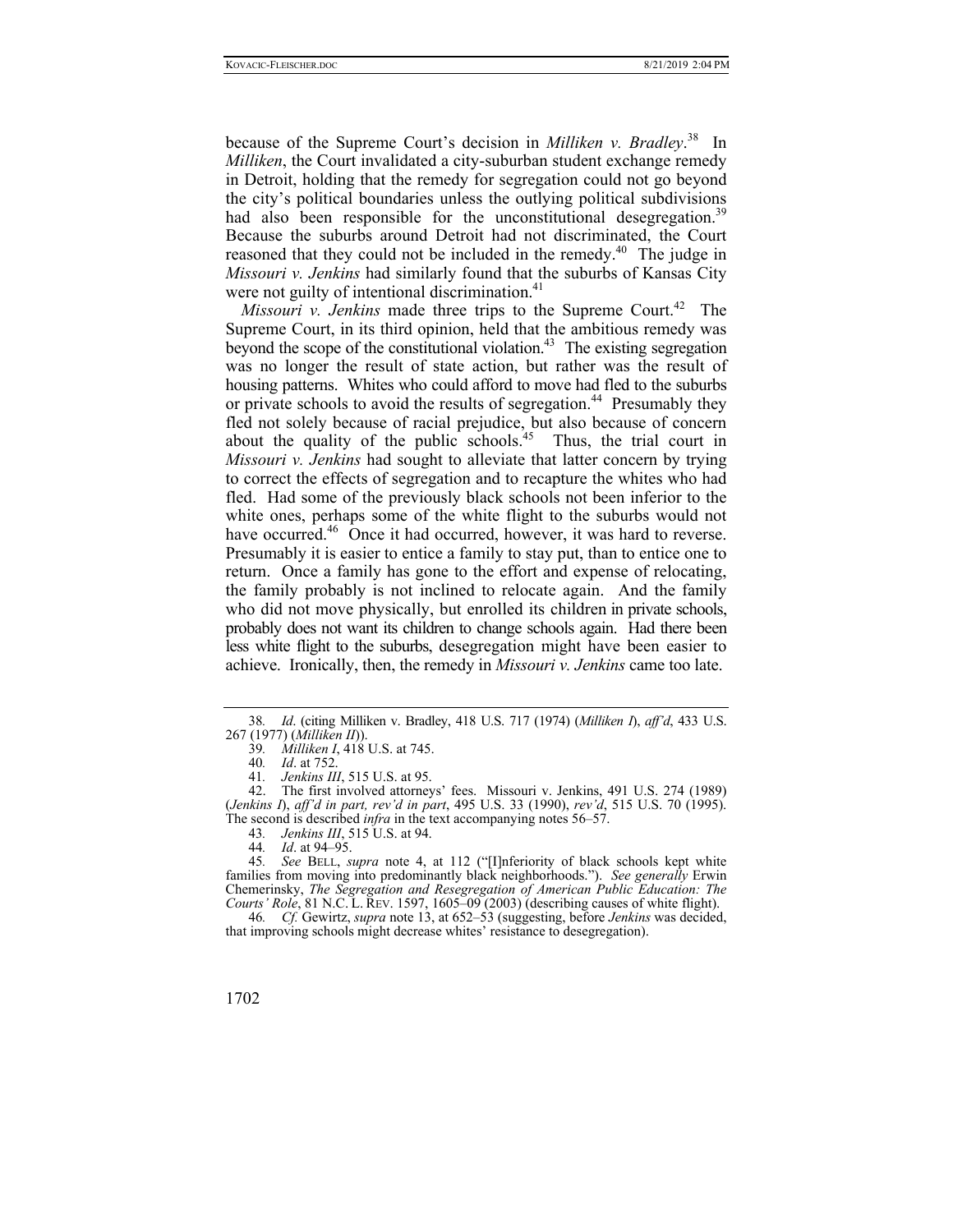because of the Supreme Court's decision in *Milliken v. Bradley*.[38] In *Milliken*, the Court invalidated a city-suburban student exchange remedy in Detroit, holding that the remedy for segregation could not go beyond the city's political boundaries unless the outlying political subdivisions had also been responsible for the unconstitutional desegregation.[39] Because the suburbs around Detroit had not discriminated, the Court reasoned that they could not be included in the remedy.[40] The judge in *Missouri v. Jenkins* had similarly found that the suburbs of Kansas City were not guilty of intentional discrimination.[41]

*Missouri v. Jenkins* made three trips to the Supreme Court.[42] The Supreme Court, in its third opinion, held that the ambitious remedy was beyond the scope of the constitutional violation.[43] The existing segregation was no longer the result of state action, but rather was the result of housing patterns. Whites who could afford to move had fled to the suburbs or private schools to avoid the results of segregation.[44] Presumably they fled not solely because of racial prejudice, but also because of concern about the quality of the public schools.[45] Thus, the trial court in *Missouri v. Jenkins* had sought to alleviate that latter concern by trying to correct the effects of segregation and to recapture the whites who had fled. Had some of the previously black schools not been inferior to the white ones, perhaps some of the white flight to the suburbs would not have occurred.[46] Once it had occurred, however, it was hard to reverse. Presumably it is easier to entice a family to stay put, than to entice one to return. Once a family has gone to the effort and expense of relocating, the family probably is not inclined to relocate again. And the family who did not move physically, but enrolled its children in private schools, probably does not want its children to change schools again. Had there been less white flight to the suburbs, desegregation might have been easier to achieve. Ironically, then, the remedy in *Missouri v. Jenkins* came too late.

---

38. *Id*. (citing Milliken v. Bradley, 418 U.S. 717 (1974) (*Milliken I*), *aff'd*, 433 U.S. 267 (1977) (*Milliken II*)).

39. *Milliken I*, 418 U.S. at 745.

40. *Id*. at 752.

41. *Jenkins III*, 515 U.S. at 95.

42. The first involved attorneys' fees. Missouri v. Jenkins, 491 U.S. 274 (1989) (*Jenkins I*), *aff'd in part, rev'd in part*, 495 U.S. 33 (1990), *rev'd*, 515 U.S. 70 (1995). The second is described *infra* in the text accompanying notes 56–57.

43. *Jenkins III*, 515 U.S. at 94.

44. *Id*. at 94–95.

45. *See* BELL, *supra* note 4, at 112 ("[I]nferiority of black schools kept white families from moving into predominantly black neighborhoods."). *See generally* Erwin Chemerinsky, *The Segregation and Resegregation of American Public Education: The Courts' Role*, 81 N.C. L. REV. 1597, 1605–09 (2003) (describing causes of white flight).

46. *Cf.* Gewirtz, *supra* note 13, at 652–53 (suggesting, before *Jenkins* was decided, that improving schools might decrease whites' resistance to desegregation).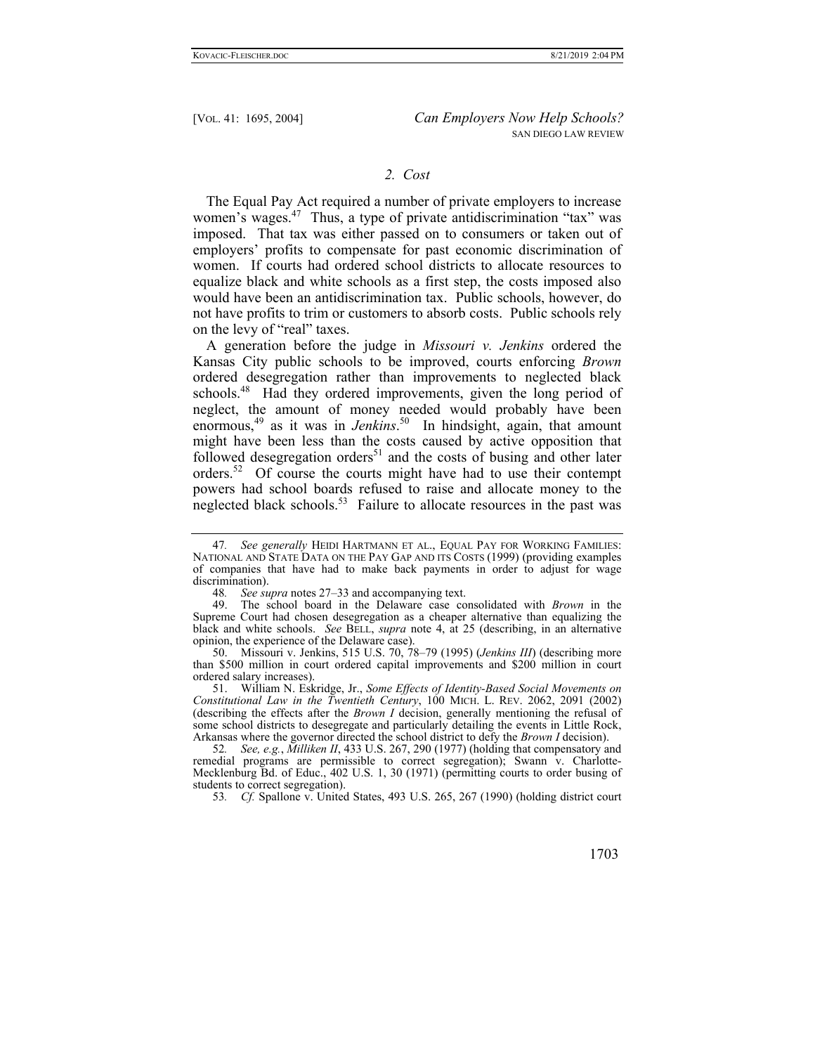### *2. Cost*

The Equal Pay Act required a number of private employers to increase women's wages.[47] Thus, a type of private antidiscrimination "tax" was imposed. That tax was either passed on to consumers or taken out of employers' profits to compensate for past economic discrimination of women. If courts had ordered school districts to allocate resources to equalize black and white schools as a first step, the costs imposed also would have been an antidiscrimination tax. Public schools, however, do not have profits to trim or customers to absorb costs. Public schools rely on the levy of "real" taxes.

A generation before the judge in *Missouri v. Jenkins* ordered the Kansas City public schools to be improved, courts enforcing *Brown* ordered desegregation rather than improvements to neglected black schools.[48] Had they ordered improvements, given the long period of neglect, the amount of money needed would probably have been enormous,[49] as it was in *Jenkins*.[50] In hindsight, again, that amount might have been less than the costs caused by active opposition that followed desegregation orders[51] and the costs of busing and other later orders.[52] Of course the courts might have had to use their contempt powers had school boards refused to raise and allocate money to the neglected black schools.[53] Failure to allocate resources in the past was

---

47. *See generally* HEIDI HARTMANN ET AL., EQUAL PAY FOR WORKING FAMILIES: NATIONAL AND STATE DATA ON THE PAY GAP AND ITS COSTS (1999) (providing examples of companies that have had to make back payments in order to adjust for wage discrimination).

48. *See supra* notes 27–33 and accompanying text.

49. The school board in the Delaware case consolidated with *Brown* in the Supreme Court had chosen desegregation as a cheaper alternative than equalizing the black and white schools. *See* BELL, *supra* note 4, at 25 (describing, in an alternative opinion, the experience of the Delaware case).

50. Missouri v. Jenkins, 515 U.S. 70, 78–79 (1995) (*Jenkins III*) (describing more than $500 million in court ordered capital improvements and $200 million in court ordered salary increases).

51. William N. Eskridge, Jr., *Some Effects of Identity-Based Social Movements on Constitutional Law in the Twentieth Century*, 100 MICH. L. REV. 2062, 2091 (2002) (describing the effects after the *Brown I* decision, generally mentioning the refusal of some school districts to desegregate and particularly detailing the events in Little Rock, Arkansas where the governor directed the school district to defy the *Brown I* decision).

52. *See, e.g.*, *Milliken II*, 433 U.S. 267, 290 (1977) (holding that compensatory and remedial programs are permissible to correct segregation); Swann v. Charlotte-Mecklenburg Bd. of Educ., 402 U.S. 1, 30 (1971) (permitting courts to order busing of students to correct segregation).

53. *Cf.* Spallone v. United States, 493 U.S. 265, 267 (1990) (holding district court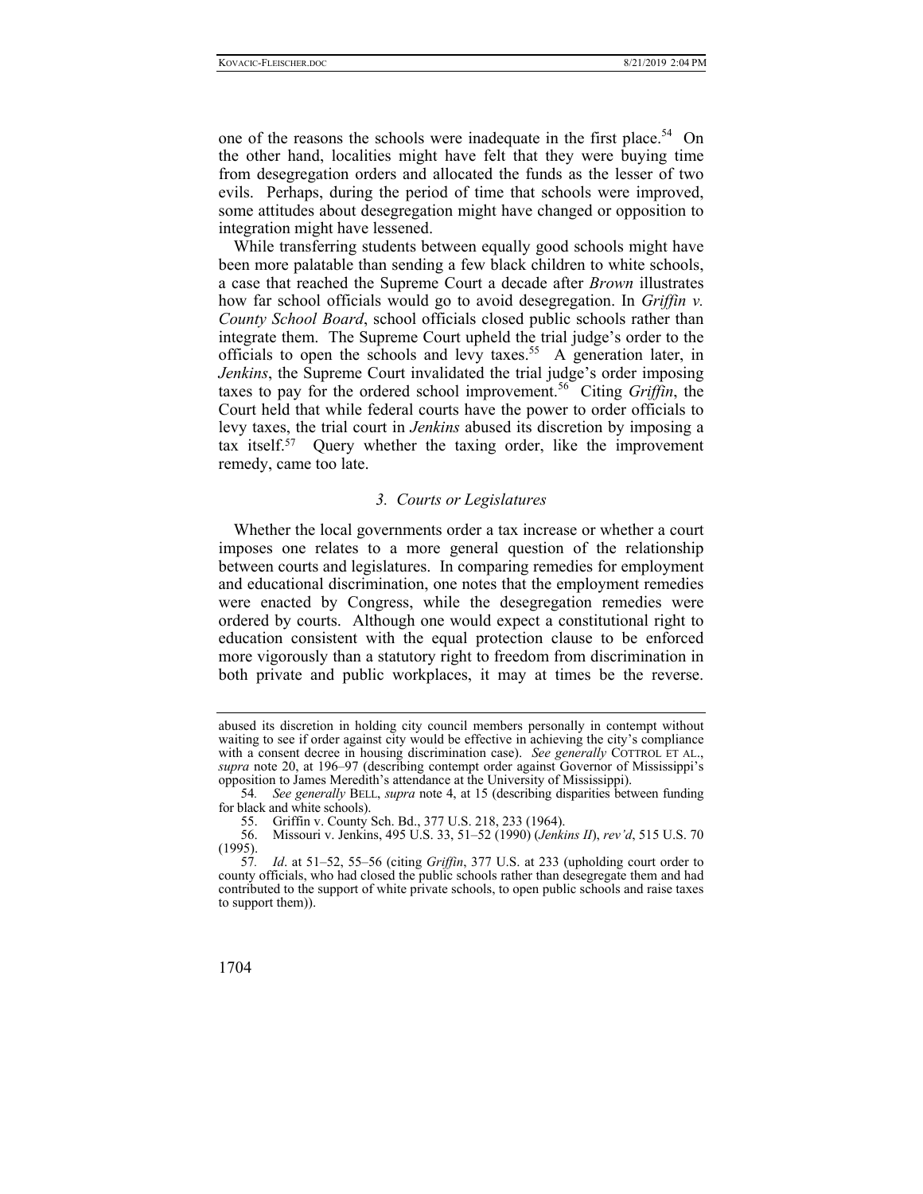one of the reasons the schools were inadequate in the first place.[54] On the other hand, localities might have felt that they were buying time from desegregation orders and allocated the funds as the lesser of two evils. Perhaps, during the period of time that schools were improved, some attitudes about desegregation might have changed or opposition to integration might have lessened.

While transferring students between equally good schools might have been more palatable than sending a few black children to white schools, a case that reached the Supreme Court a decade after *Brown* illustrates how far school officials would go to avoid desegregation. In *Griffin v. County School Board*, school officials closed public schools rather than integrate them. The Supreme Court upheld the trial judge's order to the officials to open the schools and levy taxes.[55] A generation later, in *Jenkins*, the Supreme Court invalidated the trial judge's order imposing taxes to pay for the ordered school improvement.[56] Citing *Griffin*, the Court held that while federal courts have the power to order officials to levy taxes, the trial court in *Jenkins* abused its discretion by imposing a tax itself.[57] Query whether the taxing order, like the improvement remedy, came too late.

### *3. Courts or Legislatures*

Whether the local governments order a tax increase or whether a court imposes one relates to a more general question of the relationship between courts and legislatures. In comparing remedies for employment and educational discrimination, one notes that the employment remedies were enacted by Congress, while the desegregation remedies were ordered by courts. Although one would expect a constitutional right to education consistent with the equal protection clause to be enforced more vigorously than a statutory right to freedom from discrimination in both private and public workplaces, it may at times be the reverse.

---

abused its discretion in holding city council members personally in contempt without waiting to see if order against city would be effective in achieving the city's compliance with a consent decree in housing discrimination case). *See generally* COTTROL ET AL., *supra* note 20, at 196–97 (describing contempt order against Governor of Mississippi's opposition to James Meredith's attendance at the University of Mississippi).

54. *See generally* BELL, *supra* note 4, at 15 (describing disparities between funding for black and white schools).

55. Griffin v. County Sch. Bd., 377 U.S. 218, 233 (1964).

56. Missouri v. Jenkins, 495 U.S. 33, 51–52 (1990) (*Jenkins II*), *rev'd*, 515 U.S. 70 (1995).

57. *Id*. at 51–52, 55–56 (citing *Griffin*, 377 U.S. at 233 (upholding court order to county officials, who had closed the public schools rather than desegregate them and had contributed to the support of white private schools, to open public schools and raise taxes to support them)).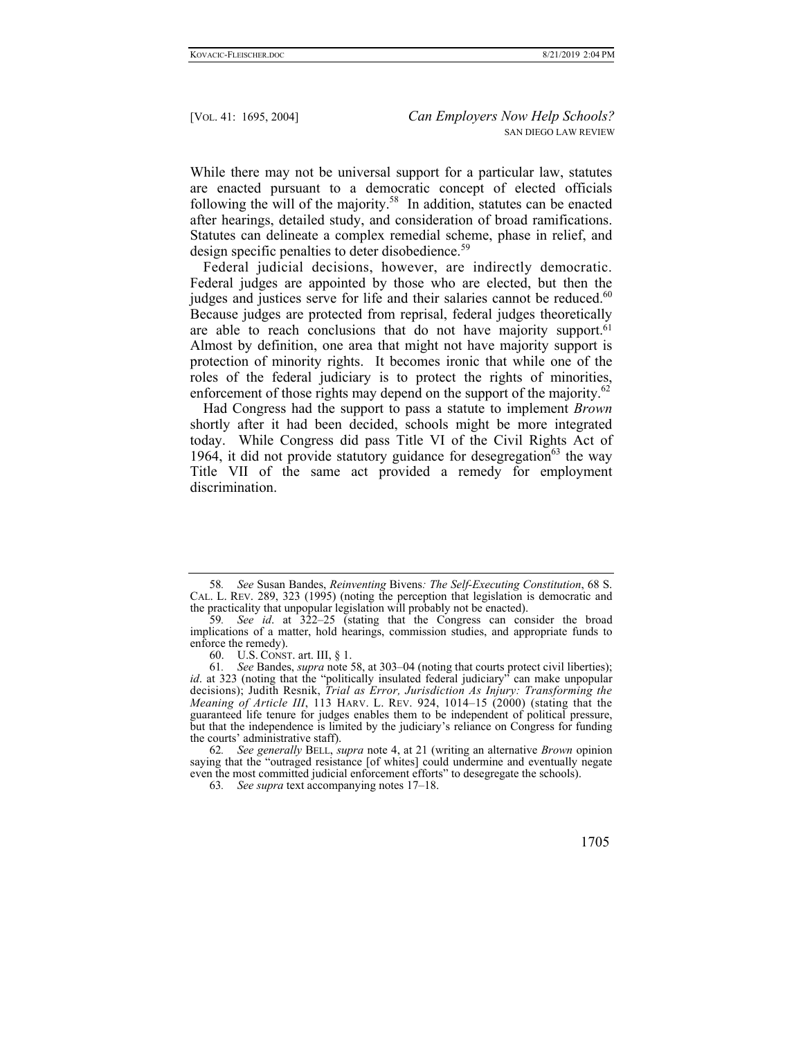While there may not be universal support for a particular law, statutes are enacted pursuant to a democratic concept of elected officials following the will of the majority.[58] In addition, statutes can be enacted after hearings, detailed study, and consideration of broad ramifications. Statutes can delineate a complex remedial scheme, phase in relief, and design specific penalties to deter disobedience.[59]

Federal judicial decisions, however, are indirectly democratic. Federal judges are appointed by those who are elected, but then the judges and justices serve for life and their salaries cannot be reduced.[60] Because judges are protected from reprisal, federal judges theoretically are able to reach conclusions that do not have majority support.[61] Almost by definition, one area that might not have majority support is protection of minority rights. It becomes ironic that while one of the roles of the federal judiciary is to protect the rights of minorities, enforcement of those rights may depend on the support of the majority.[62]

Had Congress had the support to pass a statute to implement *Brown* shortly after it had been decided, schools might be more integrated today. While Congress did pass Title VI of the Civil Rights Act of 1964, it did not provide statutory guidance for desegregation[63] the way Title VII of the same act provided a remedy for employment discrimination.

---

58. *See* Susan Bandes, *Reinventing* Bivens*: The Self-Executing Constitution*, 68 S. CAL. L. REV. 289, 323 (1995) (noting the perception that legislation is democratic and the practicality that unpopular legislation will probably not be enacted).

59. *See id*. at 322–25 (stating that the Congress can consider the broad implications of a matter, hold hearings, commission studies, and appropriate funds to enforce the remedy).

60. U.S. CONST. art. III, § 1.

61. *See* Bandes, *supra* note 58, at 303–04 (noting that courts protect civil liberties); *id*. at 323 (noting that the "politically insulated federal judiciary" can make unpopular decisions); Judith Resnik, *Trial as Error, Jurisdiction As Injury: Transforming the Meaning of Article III*, 113 HARV. L. REV. 924, 1014–15 (2000) (stating that the guaranteed life tenure for judges enables them to be independent of political pressure, but that the independence is limited by the judiciary's reliance on Congress for funding the courts' administrative staff).

62. *See generally* BELL, *supra* note 4, at 21 (writing an alternative *Brown* opinion saying that the "outraged resistance [of whites] could undermine and eventually negate even the most committed judicial enforcement efforts" to desegregate the schools).

63. *See supra* text accompanying notes 17–18.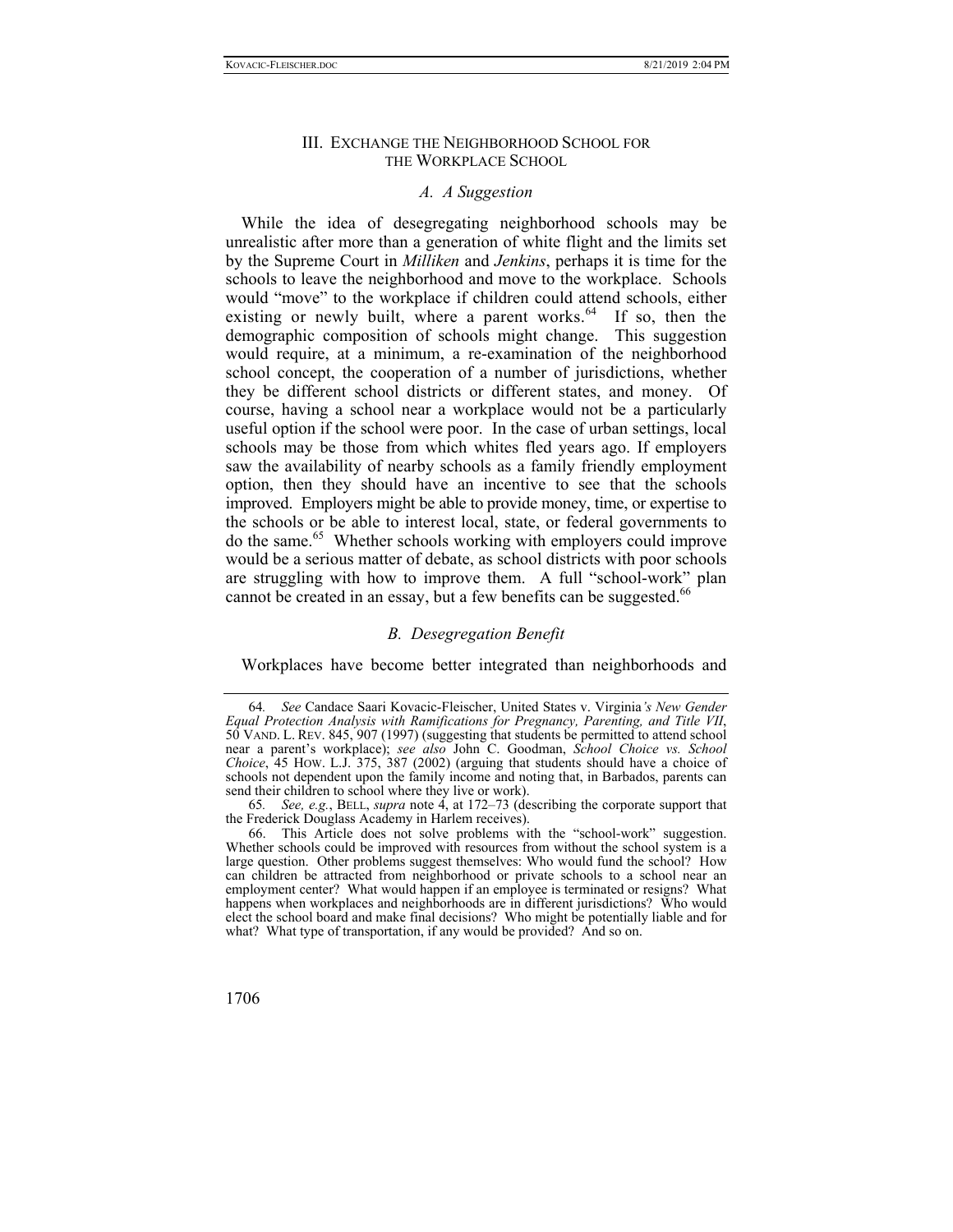## III. EXCHANGE THE NEIGHBORHOOD SCHOOL FOR THE WORKPLACE SCHOOL

### *A. A Suggestion*

While the idea of desegregating neighborhood schools may be unrealistic after more than a generation of white flight and the limits set by the Supreme Court in *Milliken* and *Jenkins*, perhaps it is time for the schools to leave the neighborhood and move to the workplace. Schools would "move" to the workplace if children could attend schools, either existing or newly built, where a parent works.[64] If so, then the demographic composition of schools might change. This suggestion would require, at a minimum, a re-examination of the neighborhood school concept, the cooperation of a number of jurisdictions, whether they be different school districts or different states, and money. Of course, having a school near a workplace would not be a particularly useful option if the school were poor. In the case of urban settings, local schools may be those from which whites fled years ago. If employers saw the availability of nearby schools as a family friendly employment option, then they should have an incentive to see that the schools improved. Employers might be able to provide money, time, or expertise to the schools or be able to interest local, state, or federal governments to do the same.[65] Whether schools working with employers could improve would be a serious matter of debate, as school districts with poor schools are struggling with how to improve them. A full "school-work" plan cannot be created in an essay, but a few benefits can be suggested.[66]

### *B. Desegregation Benefit*

Workplaces have become better integrated than neighborhoods and

---

64. *See* Candace Saari Kovacic-Fleischer, United States v. Virginia*'s New Gender Equal Protection Analysis with Ramifications for Pregnancy, Parenting, and Title VII*, 50 VAND. L. REV. 845, 907 (1997) (suggesting that students be permitted to attend school near a parent's workplace); *see also* John C. Goodman, *School Choice vs. School Choice*, 45 HOW. L.J. 375, 387 (2002) (arguing that students should have a choice of schools not dependent upon the family income and noting that, in Barbados, parents can send their children to school where they live or work).

65. *See, e.g.*, BELL, *supra* note 4, at 172–73 (describing the corporate support that the Frederick Douglass Academy in Harlem receives).

66. This Article does not solve problems with the "school-work" suggestion. Whether schools could be improved with resources from without the school system is a large question. Other problems suggest themselves: Who would fund the school? How can children be attracted from neighborhood or private schools to a school near an employment center? What would happen if an employee is terminated or resigns? What happens when workplaces and neighborhoods are in different jurisdictions? Who would elect the school board and make final decisions? Who might be potentially liable and for what? What type of transportation, if any would be provided? And so on.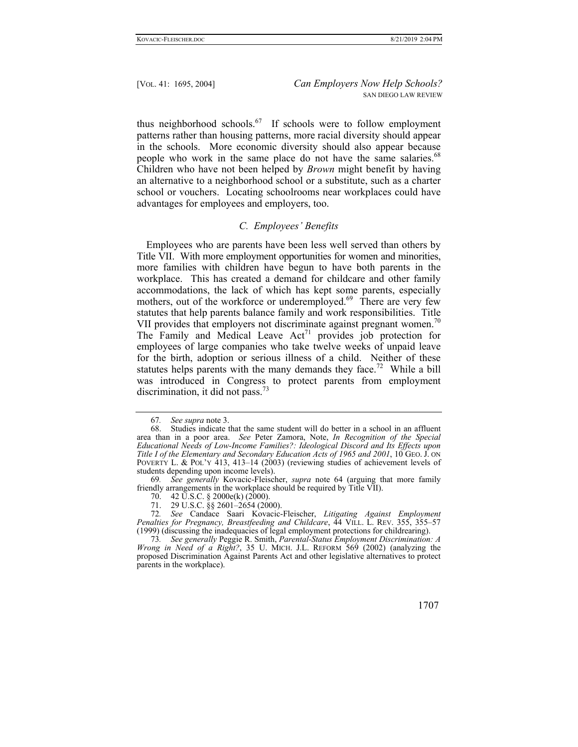thus neighborhood schools.[67] If schools were to follow employment patterns rather than housing patterns, more racial diversity should appear in the schools. More economic diversity should also appear because people who work in the same place do not have the same salaries.[68] Children who have not been helped by *Brown* might benefit by having an alternative to a neighborhood school or a substitute, such as a charter school or vouchers. Locating schoolrooms near workplaces could have advantages for employees and employers, too.

### *C. Employees' Benefits*

Employees who are parents have been less well served than others by Title VII. With more employment opportunities for women and minorities, more families with children have begun to have both parents in the workplace. This has created a demand for childcare and other family accommodations, the lack of which has kept some parents, especially mothers, out of the workforce or underemployed.[69] There are very few statutes that help parents balance family and work responsibilities. Title VII provides that employers not discriminate against pregnant women.[70] The Family and Medical Leave Act[71] provides job protection for employees of large companies who take twelve weeks of unpaid leave for the birth, adoption or serious illness of a child. Neither of these statutes helps parents with the many demands they face.[72] While a bill was introduced in Congress to protect parents from employment discrimination, it did not pass.[73]

---

67. *See supra* note 3.

68. Studies indicate that the same student will do better in a school in an affluent area than in a poor area. *See* Peter Zamora, Note, *In Recognition of the Special Educational Needs of Low-Income Families?: Ideological Discord and Its Effects upon Title I of the Elementary and Secondary Education Acts of 1965 and 2001*, 10 GEO. J. ON POVERTY L. & POL'Y 413, 413–14 (2003) (reviewing studies of achievement levels of students depending upon income levels).

69. *See generally* Kovacic-Fleischer, *supra* note 64 (arguing that more family friendly arrangements in the workplace should be required by Title VII).

70. 42 U.S.C. § 2000e(k) (2000).

71. 29 U.S.C. §§ 2601–2654 (2000).

72. *See* Candace Saari Kovacic-Fleischer, *Litigating Against Employment Penalties for Pregnancy, Breastfeeding and Childcare*, 44 VILL. L. REV. 355, 355–57 (1999) (discussing the inadequacies of legal employment protections for childrearing).

73. *See generally* Peggie R. Smith, *Parental-Status Employment Discrimination: A Wrong in Need of a Right?*, 35 U. MICH. J.L. REFORM 569 (2002) (analyzing the proposed Discrimination Against Parents Act and other legislative alternatives to protect parents in the workplace).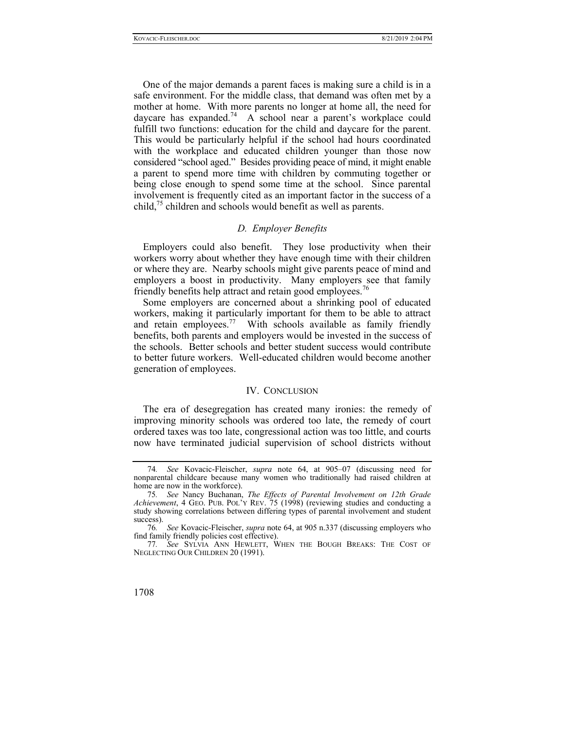One of the major demands a parent faces is making sure a child is in a safe environment. For the middle class, that demand was often met by a mother at home. With more parents no longer at home all, the need for daycare has expanded.[74] A school near a parent's workplace could fulfill two functions: education for the child and daycare for the parent. This would be particularly helpful if the school had hours coordinated with the workplace and educated children younger than those now considered "school aged." Besides providing peace of mind, it might enable a parent to spend more time with children by commuting together or being close enough to spend some time at the school. Since parental involvement is frequently cited as an important factor in the success of a child,[75] children and schools would benefit as well as parents.

### *D. Employer Benefits*

Employers could also benefit. They lose productivity when their workers worry about whether they have enough time with their children or where they are. Nearby schools might give parents peace of mind and employers a boost in productivity. Many employers see that family friendly benefits help attract and retain good employees.[76]

Some employers are concerned about a shrinking pool of educated workers, making it particularly important for them to be able to attract and retain employees.[77] With schools available as family friendly benefits, both parents and employers would be invested in the success of the schools. Better schools and better student success would contribute to better future workers. Well-educated children would become another generation of employees.

## IV. CONCLUSION

The era of desegregation has created many ironies: the remedy of improving minority schools was ordered too late, the remedy of court ordered taxes was too late, congressional action was too little, and courts now have terminated judicial supervision of school districts without

---

74. *See* Kovacic-Fleischer, *supra* note 64, at 905–07 (discussing need for nonparental childcare because many women who traditionally had raised children at home are now in the workforce).

75. *See* Nancy Buchanan, *The Effects of Parental Involvement on 12th Grade Achievement*, 4 GEO. PUB. POL'Y REV. 75 (1998) (reviewing studies and conducting a study showing correlations between differing types of parental involvement and student success).

76. *See* Kovacic-Fleischer, *supra* note 64, at 905 n.337 (discussing employers who find family friendly policies cost effective).

77. *See* SYLVIA ANN HEWLETT, WHEN THE BOUGH BREAKS: THE COST OF NEGLECTING OUR CHILDREN 20 (1991).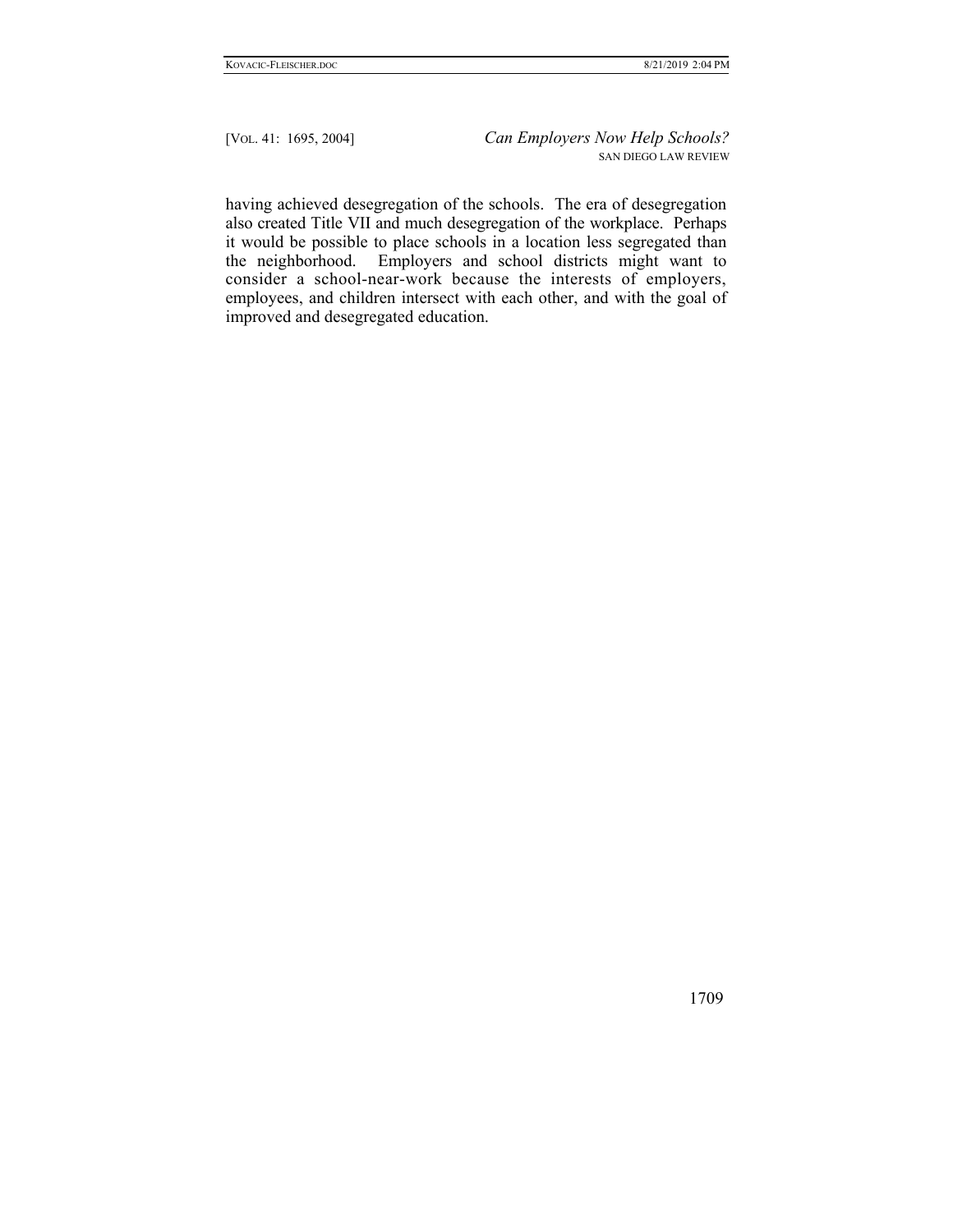having achieved desegregation of the schools. The era of desegregation also created Title VII and much desegregation of the workplace. Perhaps it would be possible to place schools in a location less segregated than the neighborhood. Employers and school districts might want to consider a school-near-work because the interests of employers, employees, and children intersect with each other, and with the goal of improved and desegregated education.